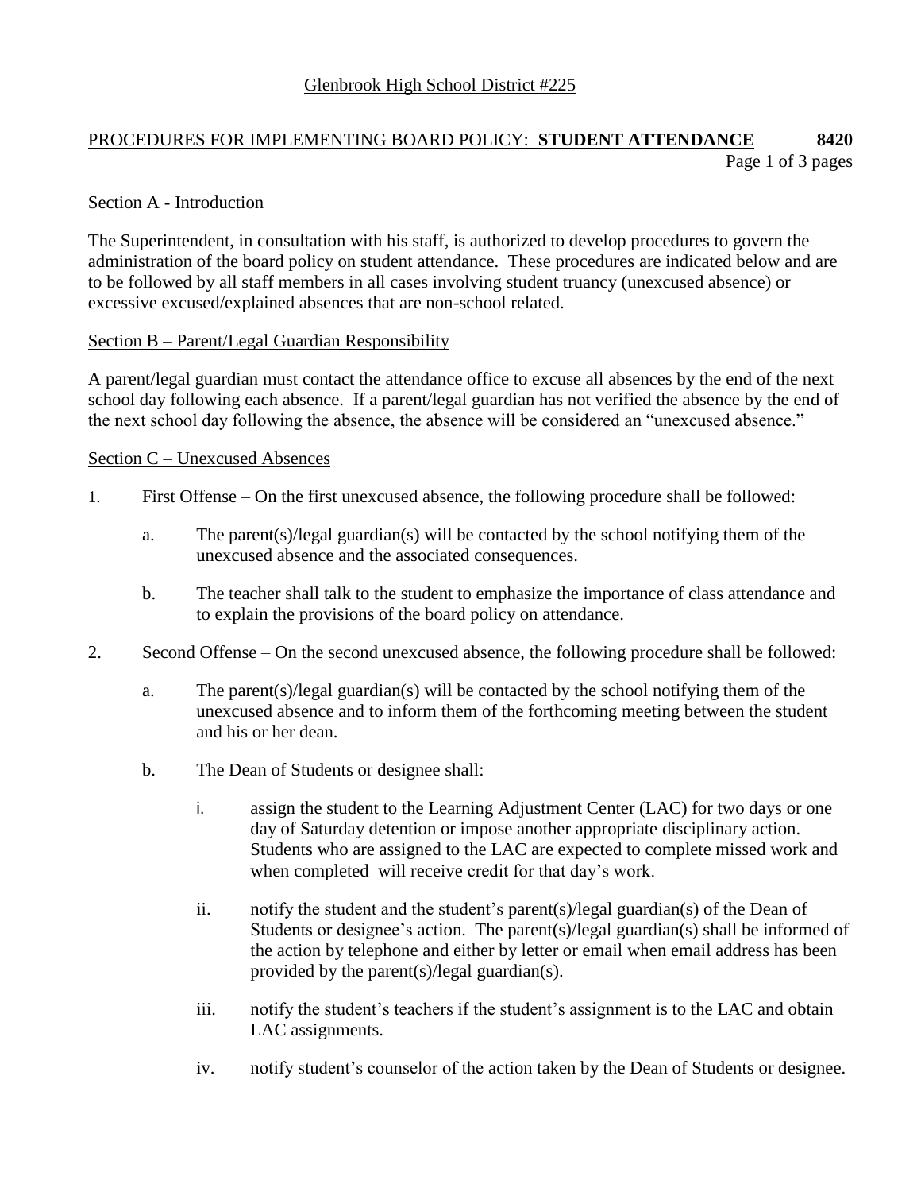Glenbrook High School District #225

# PROCEDURES FOR IMPLEMENTING BOARD POLICY: **STUDENT ATTENDANCE** **8420**

## Section A - Introduction

The Superintendent, in consultation with his staff, is authorized to develop procedures to govern the administration of the board policy on student attendance. These procedures are indicated below and are to be followed by all staff members in all cases involving student truancy (unexcused absence) or excessive excused/explained absences that are non-school related.

## Section B – Parent/Legal Guardian Responsibility

A parent/legal guardian must contact the attendance office to excuse all absences by the end of the next school day following each absence. If a parent/legal guardian has not verified the absence by the end of the next school day following the absence, the absence will be considered an "unexcused absence."

## Section C – Unexcused Absences

1. First Offense – On the first unexcused absence, the following procedure shall be followed:

   a. The parent(s)/legal guardian(s) will be contacted by the school notifying them of the unexcused absence and the associated consequences.

   b. The teacher shall talk to the student to emphasize the importance of class attendance and to explain the provisions of the board policy on attendance.

2. Second Offense – On the second unexcused absence, the following procedure shall be followed:

   a. The parent(s)/legal guardian(s) will be contacted by the school notifying them of the unexcused absence and to inform them of the forthcoming meeting between the student and his or her dean.

   b. The Dean of Students or designee shall:

      i. assign the student to the Learning Adjustment Center (LAC) for two days or one day of Saturday detention or impose another appropriate disciplinary action. Students who are assigned to the LAC are expected to complete missed work and when completed will receive credit for that day's work.

      ii. notify the student and the student's parent(s)/legal guardian(s) of the Dean of Students or designee's action. The parent(s)/legal guardian(s) shall be informed of the action by telephone and either by letter or email when email address has been provided by the parent(s)/legal guardian(s).

      iii. notify the student's teachers if the student's assignment is to the LAC and obtain LAC assignments.

      iv. notify student's counselor of the action taken by the Dean of Students or designee.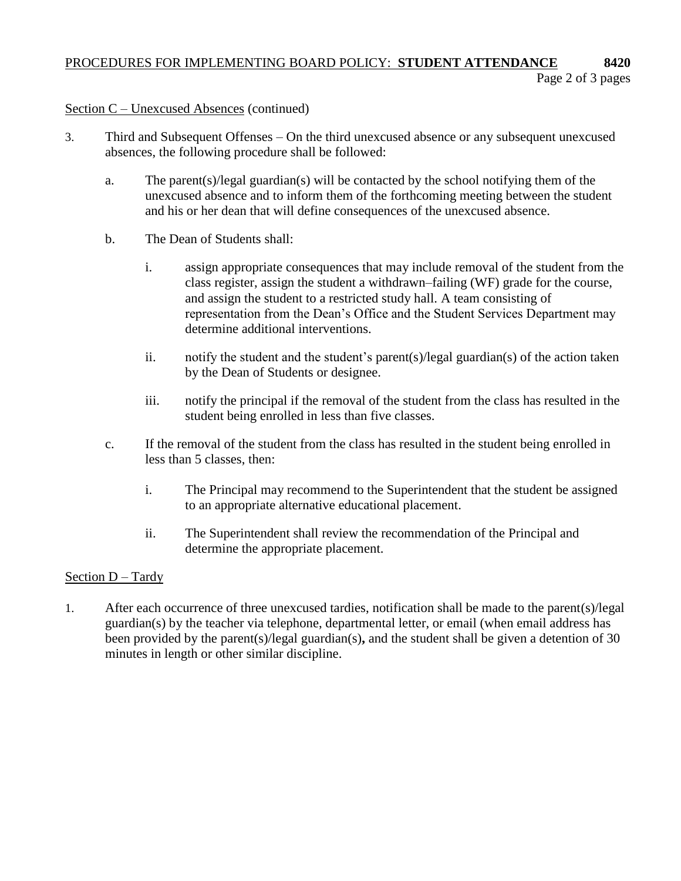Section C – Unexcused Absences (continued)

3. Third and Subsequent Offenses – On the third unexcused absence or any subsequent unexcused absences, the following procedure shall be followed:

   a. The parent(s)/legal guardian(s) will be contacted by the school notifying them of the unexcused absence and to inform them of the forthcoming meeting between the student and his or her dean that will define consequences of the unexcused absence.

   b. The Dean of Students shall:

      i. assign appropriate consequences that may include removal of the student from the class register, assign the student a withdrawn–failing (WF) grade for the course, and assign the student to a restricted study hall. A team consisting of representation from the Dean's Office and the Student Services Department may determine additional interventions.

      ii. notify the student and the student's parent(s)/legal guardian(s) of the action taken by the Dean of Students or designee.

      iii. notify the principal if the removal of the student from the class has resulted in the student being enrolled in less than five classes.

   c. If the removal of the student from the class has resulted in the student being enrolled in less than 5 classes, then:

      i. The Principal may recommend to the Superintendent that the student be assigned to an appropriate alternative educational placement.

      ii. The Superintendent shall review the recommendation of the Principal and determine the appropriate placement.

Section D – Tardy

1. After each occurrence of three unexcused tardies, notification shall be made to the parent(s)/legal guardian(s) by the teacher via telephone, departmental letter, or email (when email address has been provided by the parent(s)/legal guardian(s)**,** and the student shall be given a detention of 30 minutes in length or other similar discipline.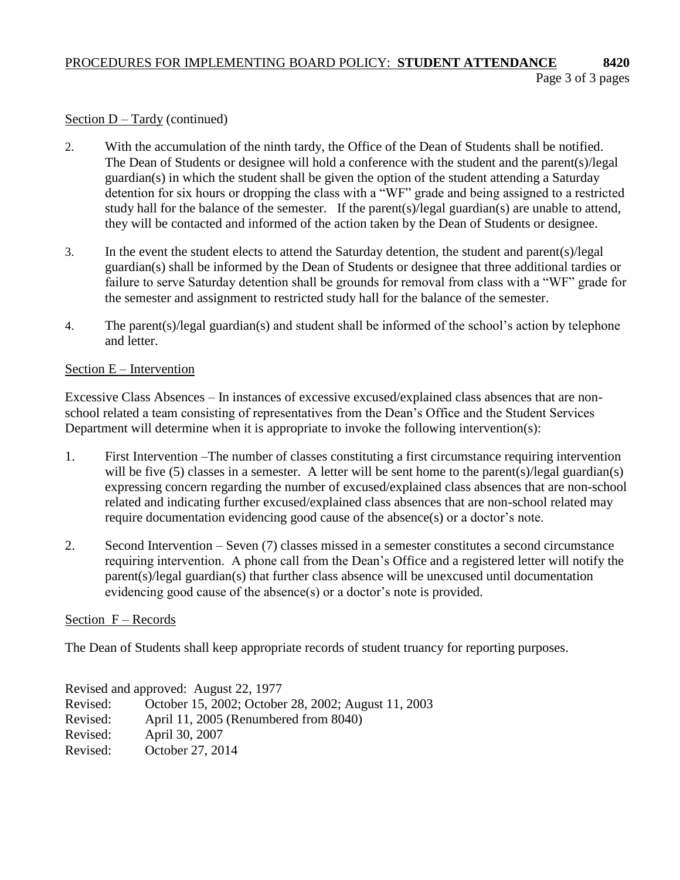Section D – Tardy (continued)

2. With the accumulation of the ninth tardy, the Office of the Dean of Students shall be notified. The Dean of Students or designee will hold a conference with the student and the parent(s)/legal guardian(s) in which the student shall be given the option of the student attending a Saturday detention for six hours or dropping the class with a "WF" grade and being assigned to a restricted study hall for the balance of the semester. If the parent(s)/legal guardian(s) are unable to attend, they will be contacted and informed of the action taken by the Dean of Students or designee.

3. In the event the student elects to attend the Saturday detention, the student and parent(s)/legal guardian(s) shall be informed by the Dean of Students or designee that three additional tardies or failure to serve Saturday detention shall be grounds for removal from class with a "WF" grade for the semester and assignment to restricted study hall for the balance of the semester.

4. The parent(s)/legal guardian(s) and student shall be informed of the school's action by telephone and letter.

Section E – Intervention

Excessive Class Absences – In instances of excessive excused/explained class absences that are non-school related a team consisting of representatives from the Dean's Office and the Student Services Department will determine when it is appropriate to invoke the following intervention(s):

1. First Intervention –The number of classes constituting a first circumstance requiring intervention will be five (5) classes in a semester. A letter will be sent home to the parent(s)/legal guardian(s) expressing concern regarding the number of excused/explained class absences that are non-school related and indicating further excused/explained class absences that are non-school related may require documentation evidencing good cause of the absence(s) or a doctor's note.

2. Second Intervention – Seven (7) classes missed in a semester constitutes a second circumstance requiring intervention. A phone call from the Dean's Office and a registered letter will notify the parent(s)/legal guardian(s) that further class absence will be unexcused until documentation evidencing good cause of the absence(s) or a doctor's note is provided.

Section F – Records

The Dean of Students shall keep appropriate records of student truancy for reporting purposes.

Revised and approved: August 22, 1977
Revised: October 15, 2002; October 28, 2002; August 11, 2003
Revised: April 11, 2005 (Renumbered from 8040)
Revised: April 30, 2007
Revised: October 27, 2014